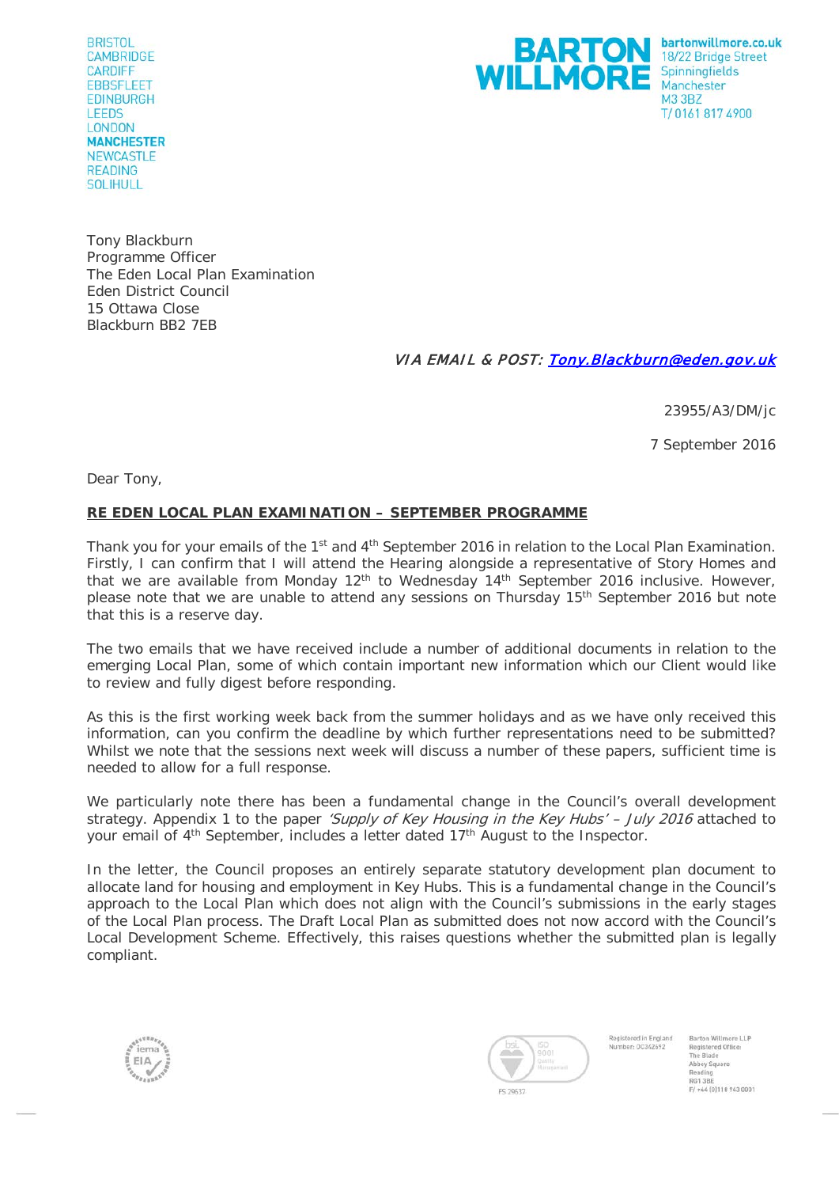BRISTOL
CAMBRIDGE
CARDIFF
EBBSFLEET
EDINBURGH
LEEDS
LONDON
**MANCHESTER**
NEWCASTLE
READING
SOLIHULL

**BARTON WILLMORE**

**bartonwillmore.co.uk**
18/22 Bridge Street
Spinningfields
Manchester
M3 3BZ
T/ 0161 817 4900

Tony Blackburn
Programme Officer
The Eden Local Plan Examination
Eden District Council
15 Ottawa Close
Blackburn BB2 7EB

*VIA EMAIL & POST: Tony.Blackburn@eden.gov.uk*

23955/A3/DM/jc

7 September 2016

Dear Tony,

**RE EDEN LOCAL PLAN EXAMINATION – SEPTEMBER PROGRAMME**

Thank you for your emails of the 1st and 4th September 2016 in relation to the Local Plan Examination. Firstly, I can confirm that I will attend the Hearing alongside a representative of Story Homes and that we are available from Monday 12th to Wednesday 14th September 2016 inclusive. However, please note that we are unable to attend any sessions on Thursday 15th September 2016 but note that this is a reserve day.

The two emails that we have received include a number of additional documents in relation to the emerging Local Plan, some of which contain important new information which our Client would like to review and fully digest before responding.

As this is the first working week back from the summer holidays and as we have only received this information, can you confirm the deadline by which further representations need to be submitted? Whilst we note that the sessions next week will discuss a number of these papers, sufficient time is needed to allow for a full response.

We particularly note there has been a fundamental change in the Council's overall development strategy. Appendix 1 to the paper *'Supply of Key Housing in the Key Hubs' – July 2016* attached to your email of 4th September, includes a letter dated 17th August to the Inspector.

In the letter, the Council proposes an entirely separate statutory development plan document to allocate land for housing and employment in Key Hubs. This is a fundamental change in the Council's approach to the Local Plan which does not align with the Council's submissions in the early stages of the Local Plan process. The Draft Local Plan as submitted does not now accord with the Council's Local Development Scheme. Effectively, this raises questions whether the submitted plan is legally compliant.

Registered in England Number: OC342692

Barton Willmore LLP
Registered Office:
The Blade
Abbey Square
Reading
RG1 3BE
F/ +44 (0)118 943 0001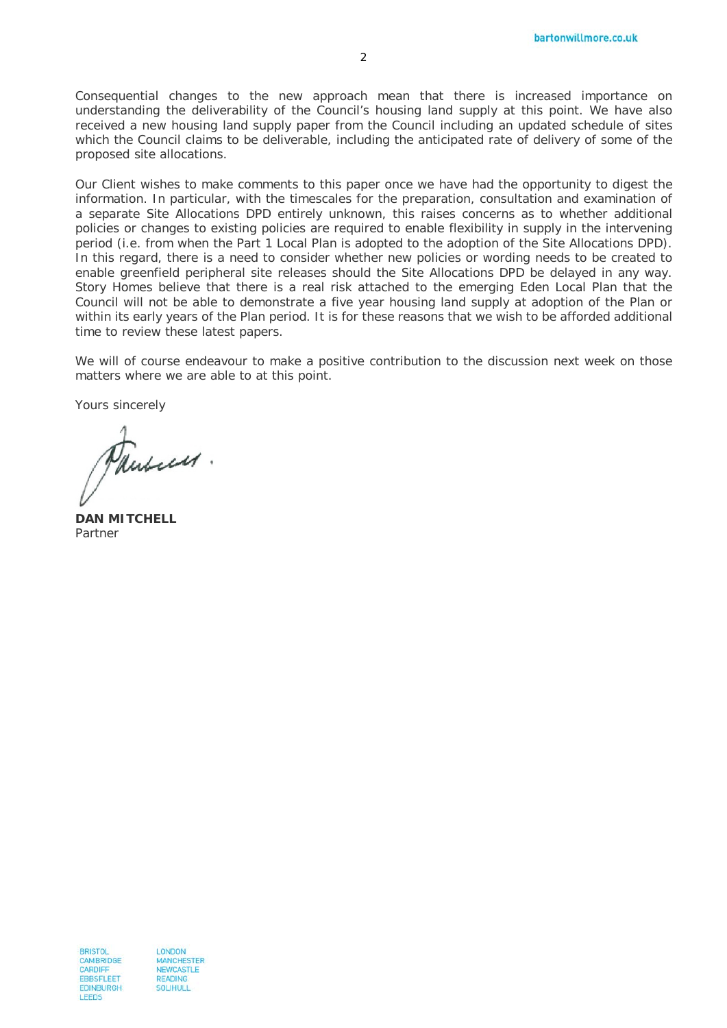Consequential changes to the new approach mean that there is increased importance on understanding the deliverability of the Council's housing land supply at this point. We have also received a new housing land supply paper from the Council including an updated schedule of sites which the Council claims to be deliverable, including the anticipated rate of delivery of some of the proposed site allocations.

Our Client wishes to make comments to this paper once we have had the opportunity to digest the information. In particular, with the timescales for the preparation, consultation and examination of a separate Site Allocations DPD entirely unknown, this raises concerns as to whether additional policies or changes to existing policies are required to enable flexibility in supply in the intervening period (i.e. from when the Part 1 Local Plan is adopted to the adoption of the Site Allocations DPD). In this regard, there is a need to consider whether new policies or wording needs to be created to enable greenfield peripheral site releases should the Site Allocations DPD be delayed in any way. Story Homes believe that there is a real risk attached to the emerging Eden Local Plan that the Council will not be able to demonstrate a five year housing land supply at adoption of the Plan or within its early years of the Plan period. It is for these reasons that we wish to be afforded additional time to review these latest papers.

We will of course endeavour to make a positive contribution to the discussion next week on those matters where we are able to at this point.

Yours sincerely

**DAN MITCHELL**
Partner